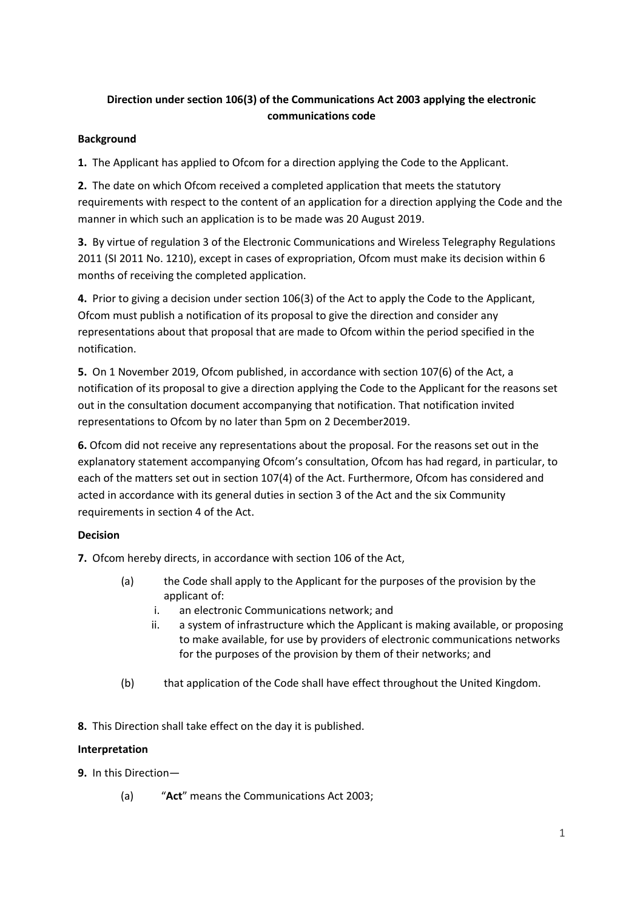**Direction under section 106(3) of the Communications Act 2003 applying the electronic communications code**

**Background**

**1.** The Applicant has applied to Ofcom for a direction applying the Code to the Applicant.

**2.** The date on which Ofcom received a completed application that meets the statutory requirements with respect to the content of an application for a direction applying the Code and the manner in which such an application is to be made was 20 August 2019.

**3.** By virtue of regulation 3 of the Electronic Communications and Wireless Telegraphy Regulations 2011 (SI 2011 No. 1210), except in cases of expropriation, Ofcom must make its decision within 6 months of receiving the completed application.

**4.** Prior to giving a decision under section 106(3) of the Act to apply the Code to the Applicant, Ofcom must publish a notification of its proposal to give the direction and consider any representations about that proposal that are made to Ofcom within the period specified in the notification.

**5.** On 1 November 2019, Ofcom published, in accordance with section 107(6) of the Act, a notification of its proposal to give a direction applying the Code to the Applicant for the reasons set out in the consultation document accompanying that notification. That notification invited representations to Ofcom by no later than 5pm on 2 December2019.

**6.** Ofcom did not receive any representations about the proposal. For the reasons set out in the explanatory statement accompanying Ofcom's consultation, Ofcom has had regard, in particular, to each of the matters set out in section 107(4) of the Act. Furthermore, Ofcom has considered and acted in accordance with its general duties in section 3 of the Act and the six Community requirements in section 4 of the Act.

**Decision**

**7.** Ofcom hereby directs, in accordance with section 106 of the Act,

(a) the Code shall apply to the Applicant for the purposes of the provision by the applicant of:

i. an electronic Communications network; and

ii. a system of infrastructure which the Applicant is making available, or proposing to make available, for use by providers of electronic communications networks for the purposes of the provision by them of their networks; and

(b) that application of the Code shall have effect throughout the United Kingdom.

**8.** This Direction shall take effect on the day it is published.

**Interpretation**

**9.** In this Direction—

(a) "**Act**" means the Communications Act 2003;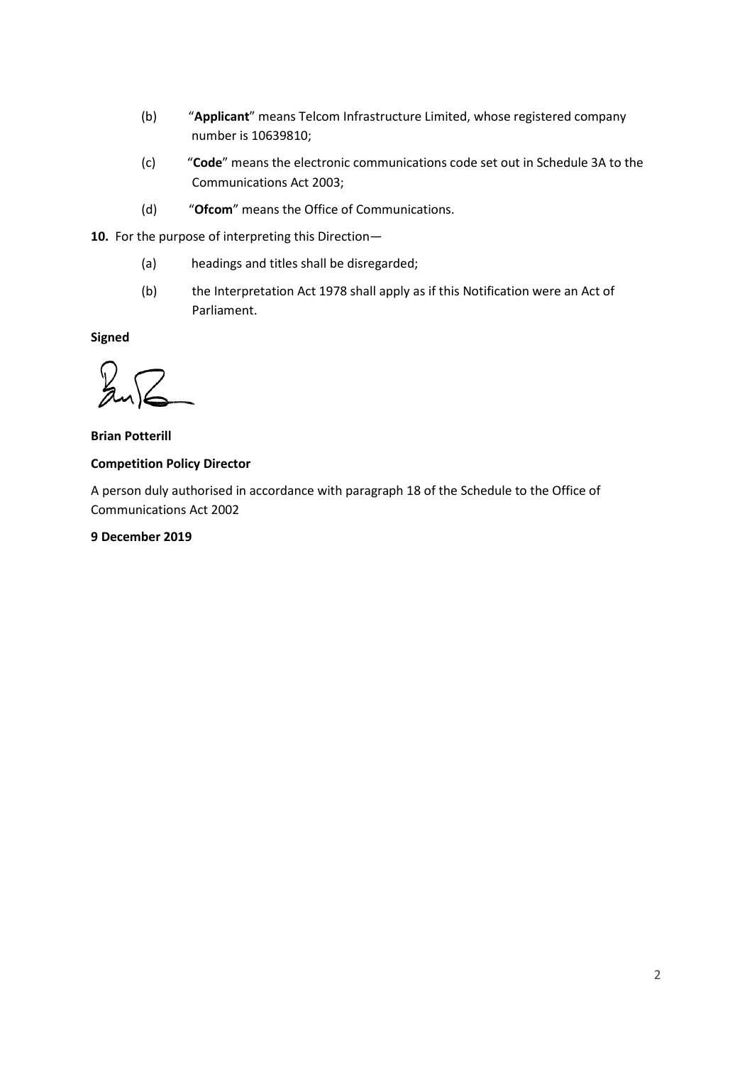(b) "**Applicant**" means Telcom Infrastructure Limited, whose registered company number is 10639810;

(c) "**Code**" means the electronic communications code set out in Schedule 3A to the Communications Act 2003;

(d) "**Ofcom**" means the Office of Communications.

**10.** For the purpose of interpreting this Direction—

(a) headings and titles shall be disregarded;

(b) the Interpretation Act 1978 shall apply as if this Notification were an Act of Parliament.

**Signed**

**Brian Potterill**

**Competition Policy Director**

A person duly authorised in accordance with paragraph 18 of the Schedule to the Office of Communications Act 2002

**9 December 2019**